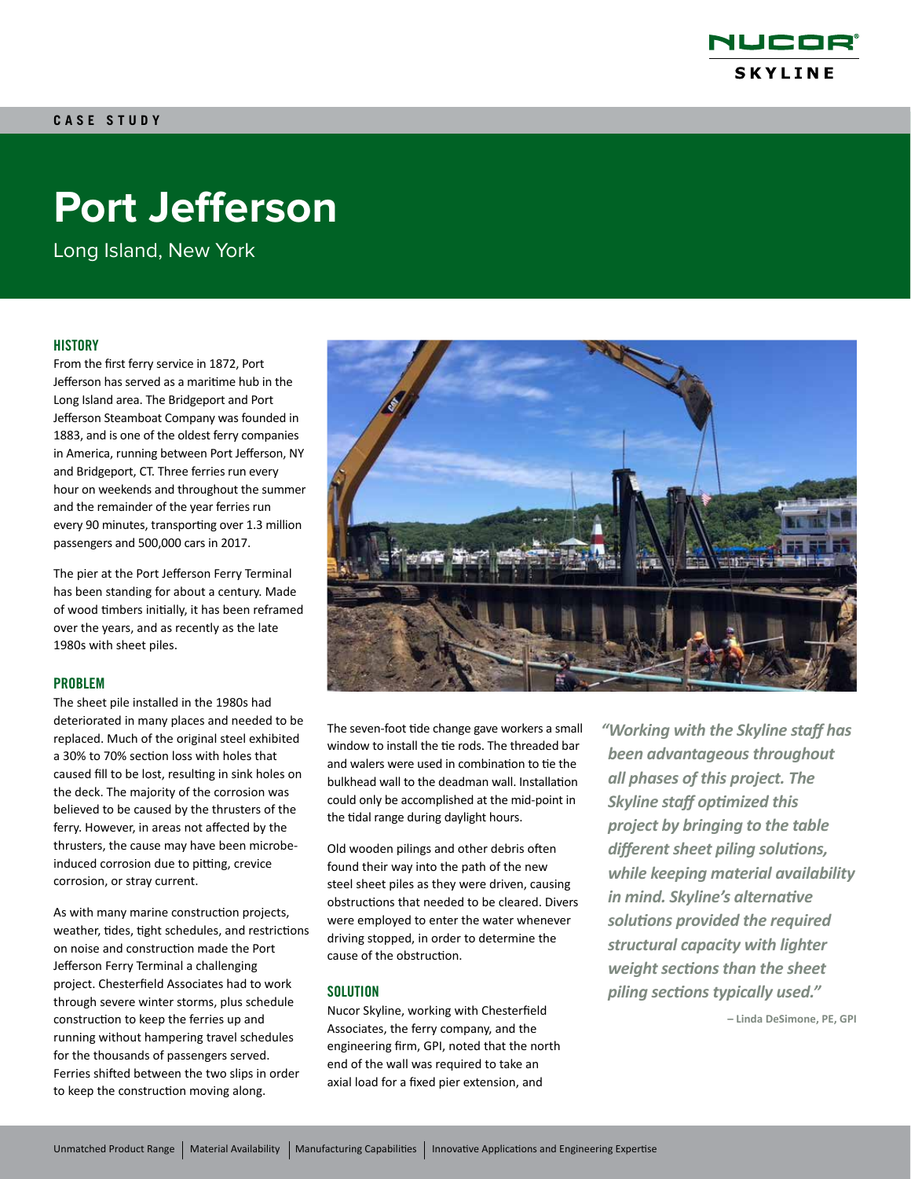CASE STUDY

# Port Jefferson

Long Island, New York

## HISTORY

From the first ferry service in 1872, Port Jefferson has served as a maritime hub in the Long Island area. The Bridgeport and Port Jefferson Steamboat Company was founded in 1883, and is one of the oldest ferry companies in America, running between Port Jefferson, NY and Bridgeport, CT. Three ferries run every hour on weekends and throughout the summer and the remainder of the year ferries run every 90 minutes, transporting over 1.3 million passengers and 500,000 cars in 2017.

The pier at the Port Jefferson Ferry Terminal has been standing for about a century. Made of wood timbers initially, it has been reframed over the years, and as recently as the late 1980s with sheet piles.

## PROBLEM

The sheet pile installed in the 1980s had deteriorated in many places and needed to be replaced. Much of the original steel exhibited a 30% to 70% section loss with holes that caused fill to be lost, resulting in sink holes on the deck. The majority of the corrosion was believed to be caused by the thrusters of the ferry. However, in areas not affected by the thrusters, the cause may have been microbe-induced corrosion due to pitting, crevice corrosion, or stray current.

As with many marine construction projects, weather, tides, tight schedules, and restrictions on noise and construction made the Port Jefferson Ferry Terminal a challenging project. Chesterfield Associates had to work through severe winter storms, plus schedule construction to keep the ferries up and running without hampering travel schedules for the thousands of passengers served. Ferries shifted between the two slips in order to keep the construction moving along.

The seven-foot tide change gave workers a small window to install the tie rods. The threaded bar and walers were used in combination to tie the bulkhead wall to the deadman wall. Installation could only be accomplished at the mid-point in the tidal range during daylight hours.

Old wooden pilings and other debris often found their way into the path of the new steel sheet piles as they were driven, causing obstructions that needed to be cleared. Divers were employed to enter the water whenever driving stopped, in order to determine the cause of the obstruction.

## SOLUTION

Nucor Skyline, working with Chesterfield Associates, the ferry company, and the engineering firm, GPI, noted that the north end of the wall was required to take an axial load for a fixed pier extension, and

> *"Working with the Skyline staff has been advantageous throughout all phases of this project. The Skyline staff optimized this project by bringing to the table different sheet piling solutions, while keeping material availability in mind. Skyline's alternative solutions provided the required structural capacity with lighter weight sections than the sheet piling sections typically used."*
>
> **– Linda DeSimone, PE, GPI**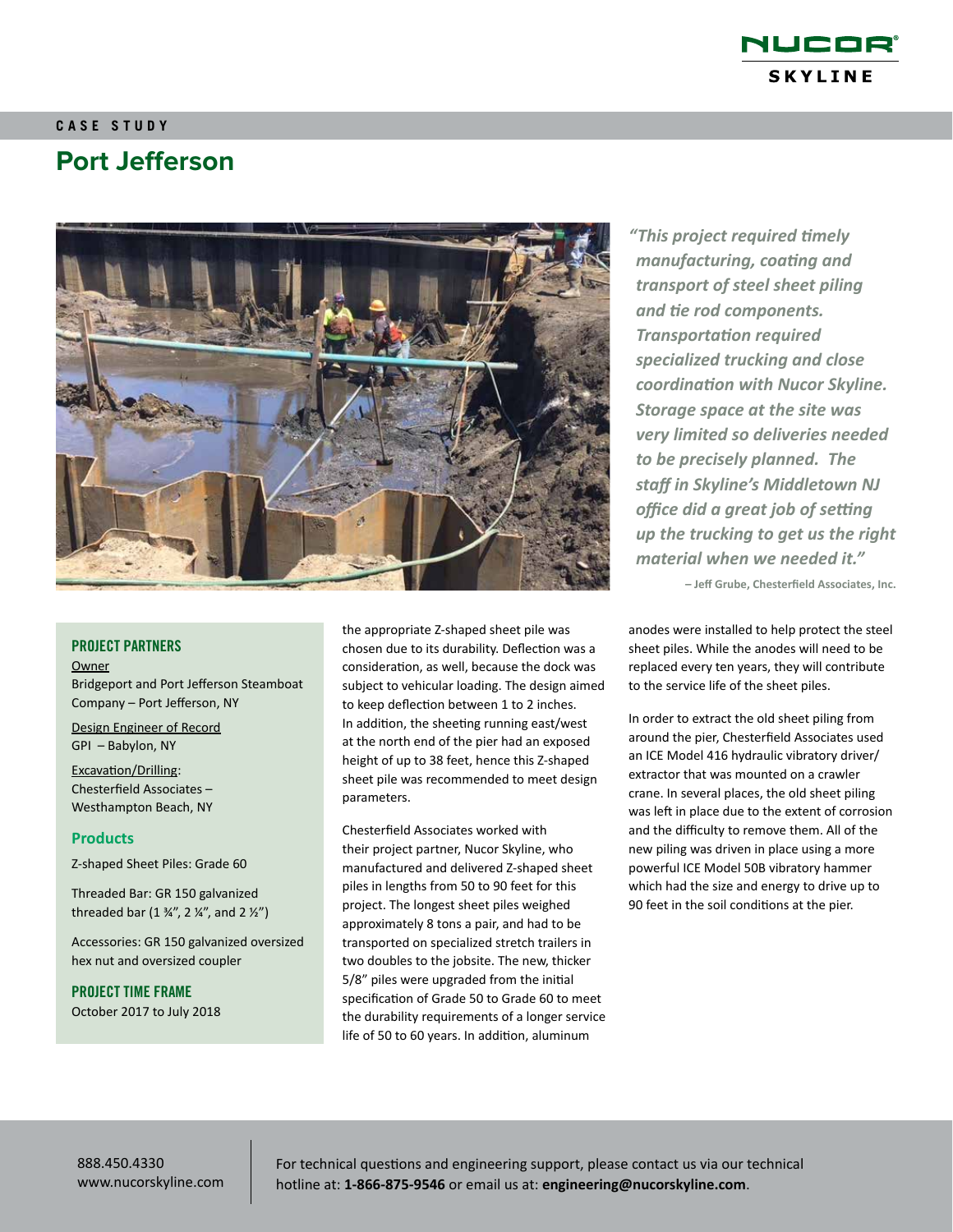CASE STUDY

# Port Jefferson

*"This project required timely manufacturing, coating and transport of steel sheet piling and tie rod components. Transportation required specialized trucking and close coordination with Nucor Skyline. Storage space at the site was very limited so deliveries needed to be precisely planned. The staff in Skyline's Middletown NJ office did a great job of setting up the trucking to get us the right material when we needed it."*

**– Jeff Grube, Chesterfield Associates, Inc.**

## PROJECT PARTNERS

Owner
Bridgeport and Port Jefferson Steamboat Company – Port Jefferson, NY

Design Engineer of Record
GPI – Babylon, NY

Excavation/Drilling:
Chesterfield Associates – Westhampton Beach, NY

## Products

Z-shaped Sheet Piles: Grade 60

Threaded Bar: GR 150 galvanized threaded bar (1 ¾", 2 ¼", and 2 ½")

Accessories: GR 150 galvanized oversized hex nut and oversized coupler

## PROJECT TIME FRAME

October 2017 to July 2018

the appropriate Z-shaped sheet pile was chosen due to its durability. Deflection was a consideration, as well, because the dock was subject to vehicular loading. The design aimed to keep deflection between 1 to 2 inches. In addition, the sheeting running east/west at the north end of the pier had an exposed height of up to 38 feet, hence this Z-shaped sheet pile was recommended to meet design parameters.

Chesterfield Associates worked with their project partner, Nucor Skyline, who manufactured and delivered Z-shaped sheet piles in lengths from 50 to 90 feet for this project. The longest sheet piles weighed approximately 8 tons a pair, and had to be transported on specialized stretch trailers in two doubles to the jobsite. The new, thicker 5/8" piles were upgraded from the initial specification of Grade 50 to Grade 60 to meet the durability requirements of a longer service life of 50 to 60 years. In addition, aluminum anodes were installed to help protect the steel sheet piles. While the anodes will need to be replaced every ten years, they will contribute to the service life of the sheet piles.

In order to extract the old sheet piling from around the pier, Chesterfield Associates used an ICE Model 416 hydraulic vibratory driver/extractor that was mounted on a crawler crane. In several places, the old sheet piling was left in place due to the extent of corrosion and the difficulty to remove them. All of the new piling was driven in place using a more powerful ICE Model 50B vibratory hammer which had the size and energy to drive up to 90 feet in the soil conditions at the pier.

888.450.4330
www.nucorskyline.com

For technical questions and engineering support, please contact us via our technical hotline at: **1-866-875-9546** or email us at: **engineering@nucorskyline.com**.